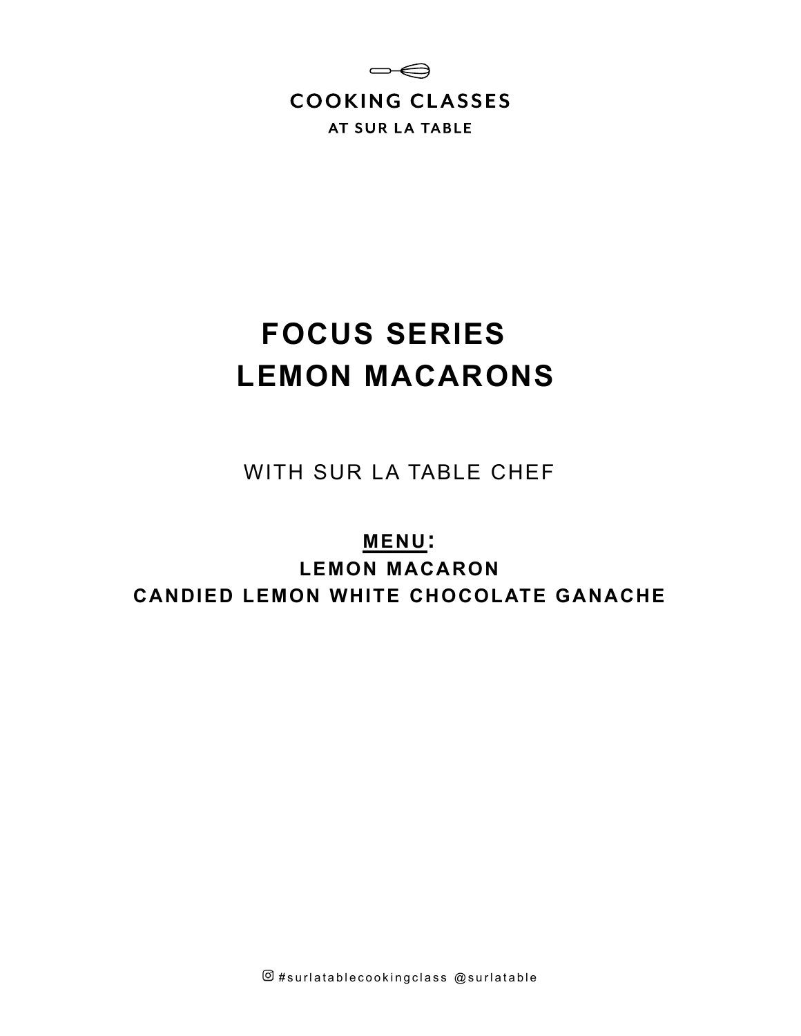COOKING CLASSES

AT SUR LA TABLE

# FOCUS SERIES
# LEMON MACARONS

WITH SUR LA TABLE CHEF

**MENU:**

**LEMON MACARON**

**CANDIED LEMON WHITE CHOCOLATE GANACHE**

#surlatablecookingclass @surlatable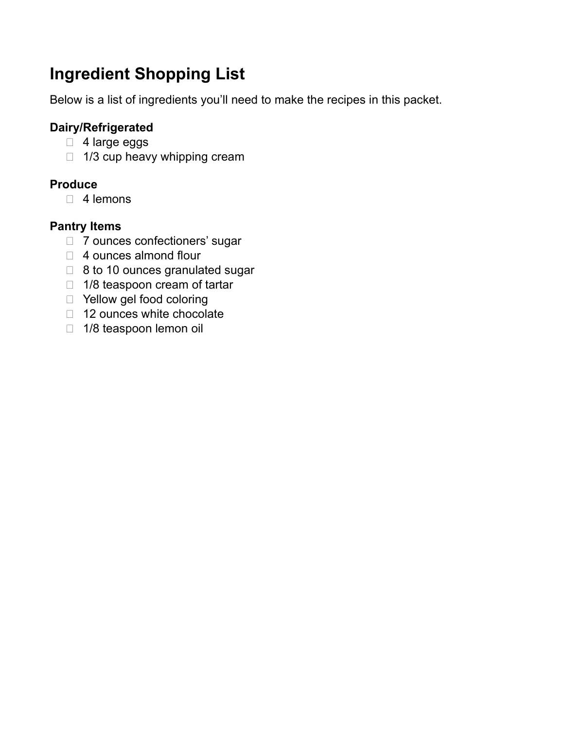# Ingredient Shopping List

Below is a list of ingredients you'll need to make the recipes in this packet.

### Dairy/Refrigerated

- [ ] 4 large eggs
- [ ] 1/3 cup heavy whipping cream

### Produce

- [ ] 4 lemons

### Pantry Items

- [ ] 7 ounces confectioners' sugar
- [ ] 4 ounces almond flour
- [ ] 8 to 10 ounces granulated sugar
- [ ] 1/8 teaspoon cream of tartar
- [ ] Yellow gel food coloring
- [ ] 12 ounces white chocolate
- [ ] 1/8 teaspoon lemon oil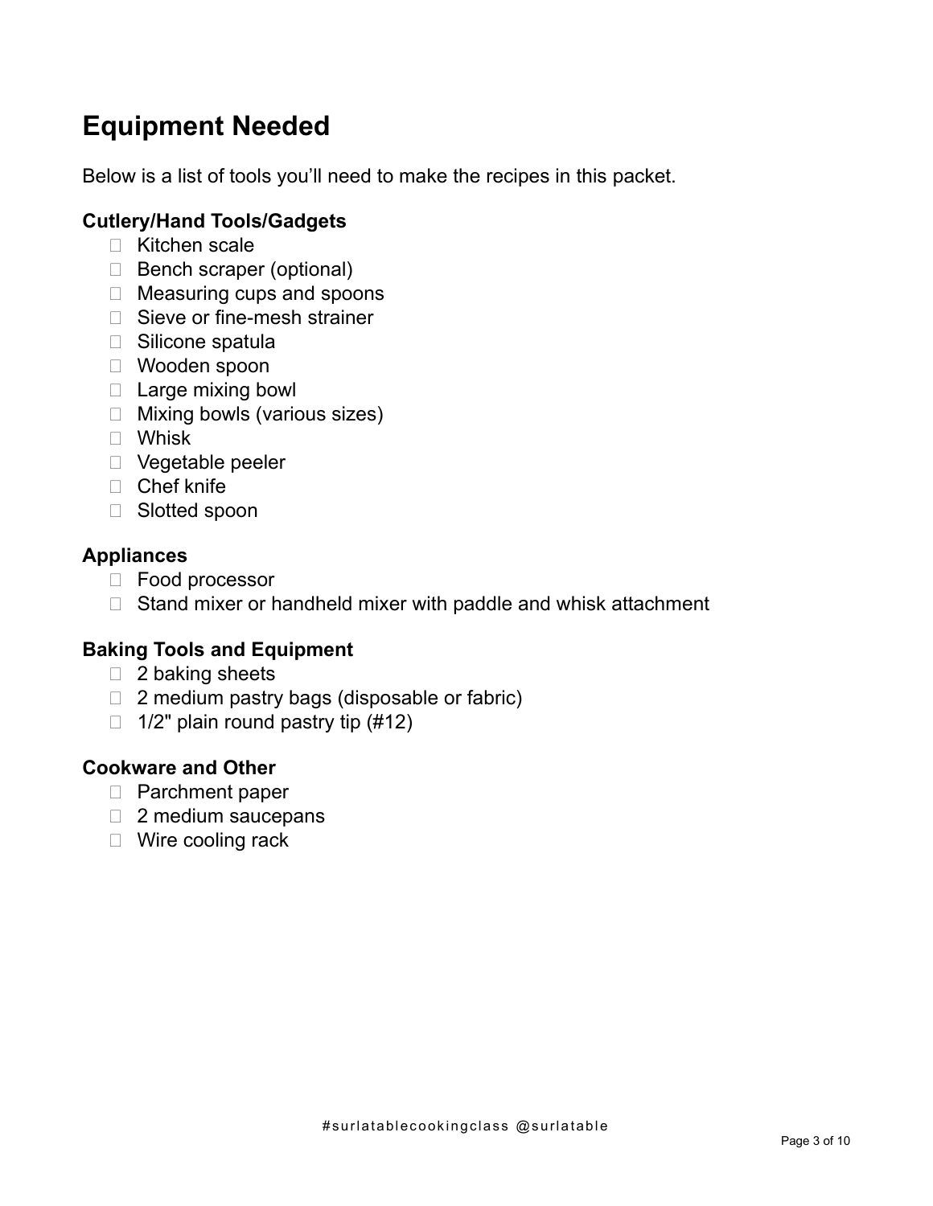# Equipment Needed

Below is a list of tools you'll need to make the recipes in this packet.

### Cutlery/Hand Tools/Gadgets

- [ ] Kitchen scale
- [ ] Bench scraper (optional)
- [ ] Measuring cups and spoons
- [ ] Sieve or fine-mesh strainer
- [ ] Silicone spatula
- [ ] Wooden spoon
- [ ] Large mixing bowl
- [ ] Mixing bowls (various sizes)
- [ ] Whisk
- [ ] Vegetable peeler
- [ ] Chef knife
- [ ] Slotted spoon

### Appliances

- [ ] Food processor
- [ ] Stand mixer or handheld mixer with paddle and whisk attachment

### Baking Tools and Equipment

- [ ] 2 baking sheets
- [ ] 2 medium pastry bags (disposable or fabric)
- [ ] 1/2" plain round pastry tip (#12)

### Cookware and Other

- [ ] Parchment paper
- [ ] 2 medium saucepans
- [ ] Wire cooling rack

#surlatablecookingclass @surlatable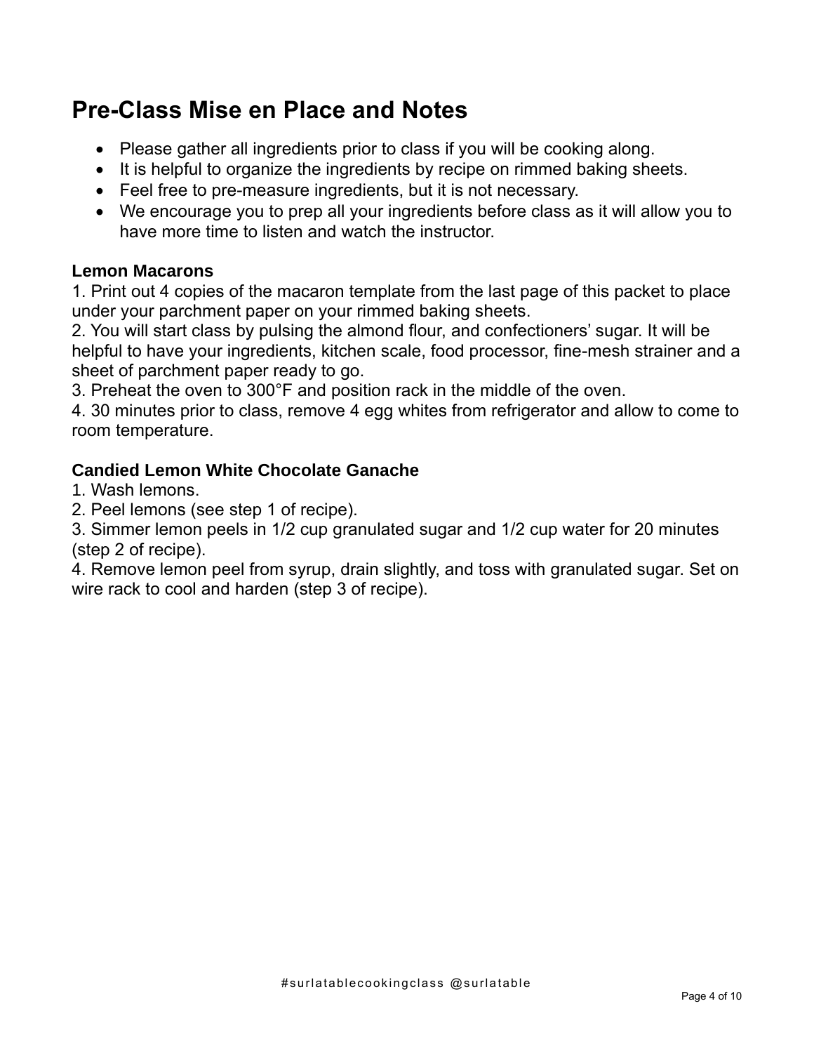## Pre-Class Mise en Place and Notes

- Please gather all ingredients prior to class if you will be cooking along.
- It is helpful to organize the ingredients by recipe on rimmed baking sheets.
- Feel free to pre-measure ingredients, but it is not necessary.
- We encourage you to prep all your ingredients before class as it will allow you to have more time to listen and watch the instructor.

**Lemon Macarons**

1. Print out 4 copies of the macaron template from the last page of this packet to place under your parchment paper on your rimmed baking sheets.
2. You will start class by pulsing the almond flour, and confectioners' sugar. It will be helpful to have your ingredients, kitchen scale, food processor, fine-mesh strainer and a sheet of parchment paper ready to go.
3. Preheat the oven to 300°F and position rack in the middle of the oven.
4. 30 minutes prior to class, remove 4 egg whites from refrigerator and allow to come to room temperature.

**Candied Lemon White Chocolate Ganache**

1. Wash lemons.
2. Peel lemons (see step 1 of recipe).
3. Simmer lemon peels in 1/2 cup granulated sugar and 1/2 cup water for 20 minutes (step 2 of recipe).
4. Remove lemon peel from syrup, drain slightly, and toss with granulated sugar. Set on wire rack to cool and harden (step 3 of recipe).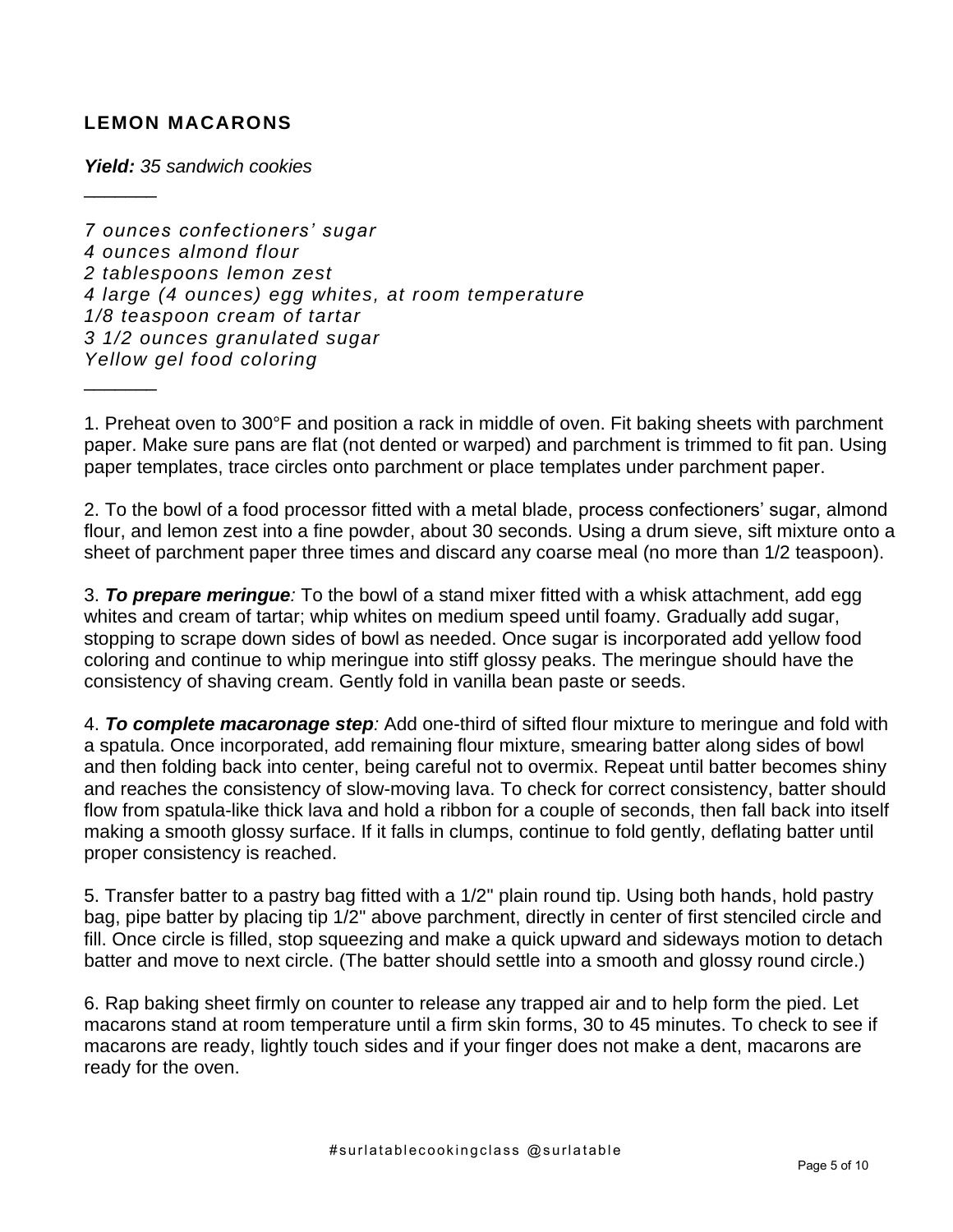## LEMON MACARONS

***Yield:*** *35 sandwich cookies*

_______

*7 ounces confectioners' sugar*
*4 ounces almond flour*
*2 tablespoons lemon zest*
*4 large (4 ounces) egg whites, at room temperature*
*1/8 teaspoon cream of tartar*
*3 1/2 ounces granulated sugar*
*Yellow gel food coloring*

_______

1. Preheat oven to 300°F and position a rack in middle of oven. Fit baking sheets with parchment paper. Make sure pans are flat (not dented or warped) and parchment is trimmed to fit pan. Using paper templates, trace circles onto parchment or place templates under parchment paper.

2. To the bowl of a food processor fitted with a metal blade, process confectioners' sugar, almond flour, and lemon zest into a fine powder, about 30 seconds. Using a drum sieve, sift mixture onto a sheet of parchment paper three times and discard any coarse meal (no more than 1/2 teaspoon).

3. ***To prepare meringue****:* To the bowl of a stand mixer fitted with a whisk attachment, add egg whites and cream of tartar; whip whites on medium speed until foamy. Gradually add sugar, stopping to scrape down sides of bowl as needed. Once sugar is incorporated add yellow food coloring and continue to whip meringue into stiff glossy peaks. The meringue should have the consistency of shaving cream. Gently fold in vanilla bean paste or seeds.

4. ***To complete macaronage step****:* Add one-third of sifted flour mixture to meringue and fold with a spatula. Once incorporated, add remaining flour mixture, smearing batter along sides of bowl and then folding back into center, being careful not to overmix. Repeat until batter becomes shiny and reaches the consistency of slow-moving lava. To check for correct consistency, batter should flow from spatula-like thick lava and hold a ribbon for a couple of seconds, then fall back into itself making a smooth glossy surface. If it falls in clumps, continue to fold gently, deflating batter until proper consistency is reached.

5. Transfer batter to a pastry bag fitted with a 1/2" plain round tip. Using both hands, hold pastry bag, pipe batter by placing tip 1/2" above parchment, directly in center of first stenciled circle and fill. Once circle is filled, stop squeezing and make a quick upward and sideways motion to detach batter and move to next circle. (The batter should settle into a smooth and glossy round circle.)

6. Rap baking sheet firmly on counter to release any trapped air and to help form the pied. Let macarons stand at room temperature until a firm skin forms, 30 to 45 minutes. To check to see if macarons are ready, lightly touch sides and if your finger does not make a dent, macarons are ready for the oven.

#surlatablecookingclass @surlatable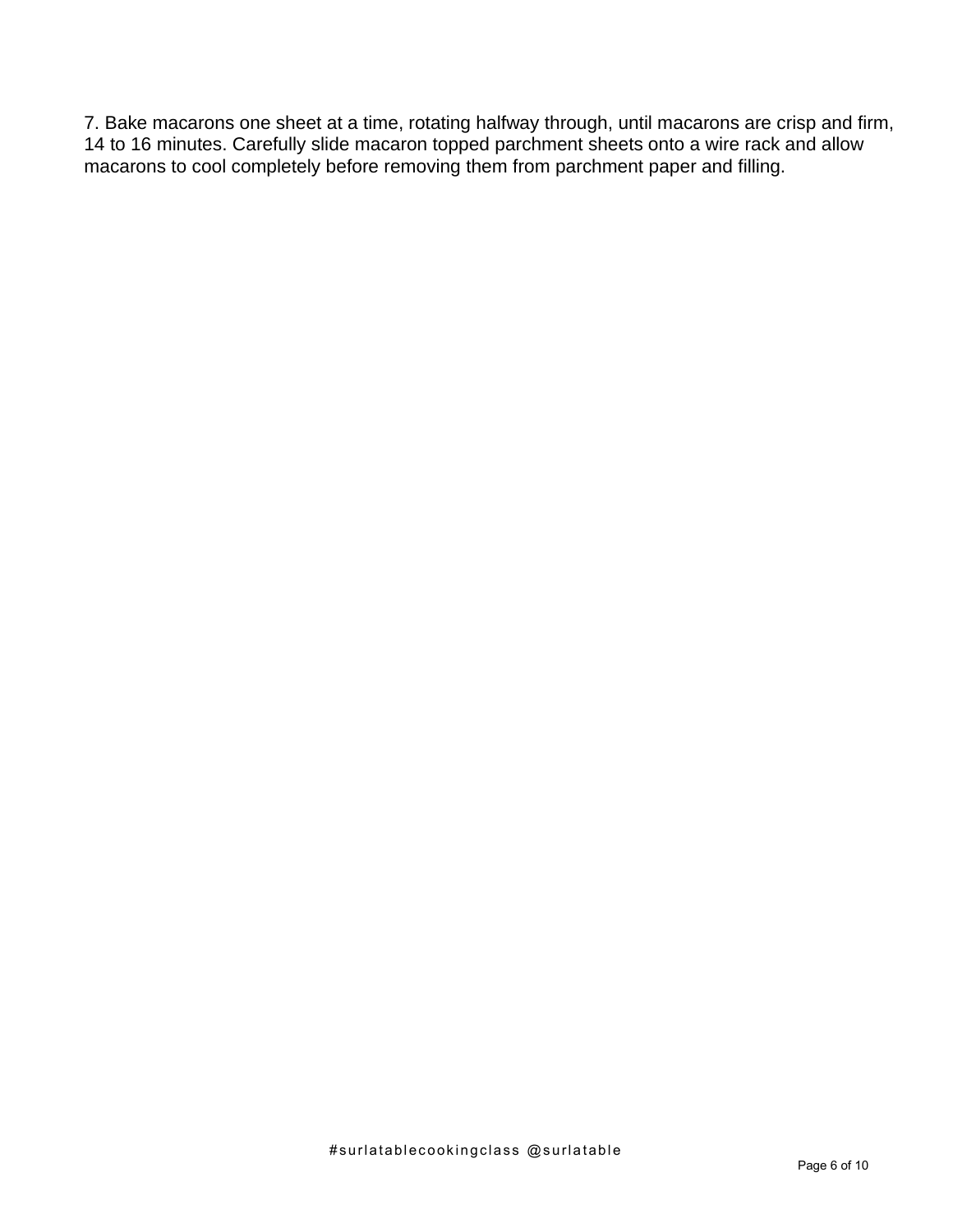7. Bake macarons one sheet at a time, rotating halfway through, until macarons are crisp and firm, 14 to 16 minutes. Carefully slide macaron topped parchment sheets onto a wire rack and allow macarons to cool completely before removing them from parchment paper and filling.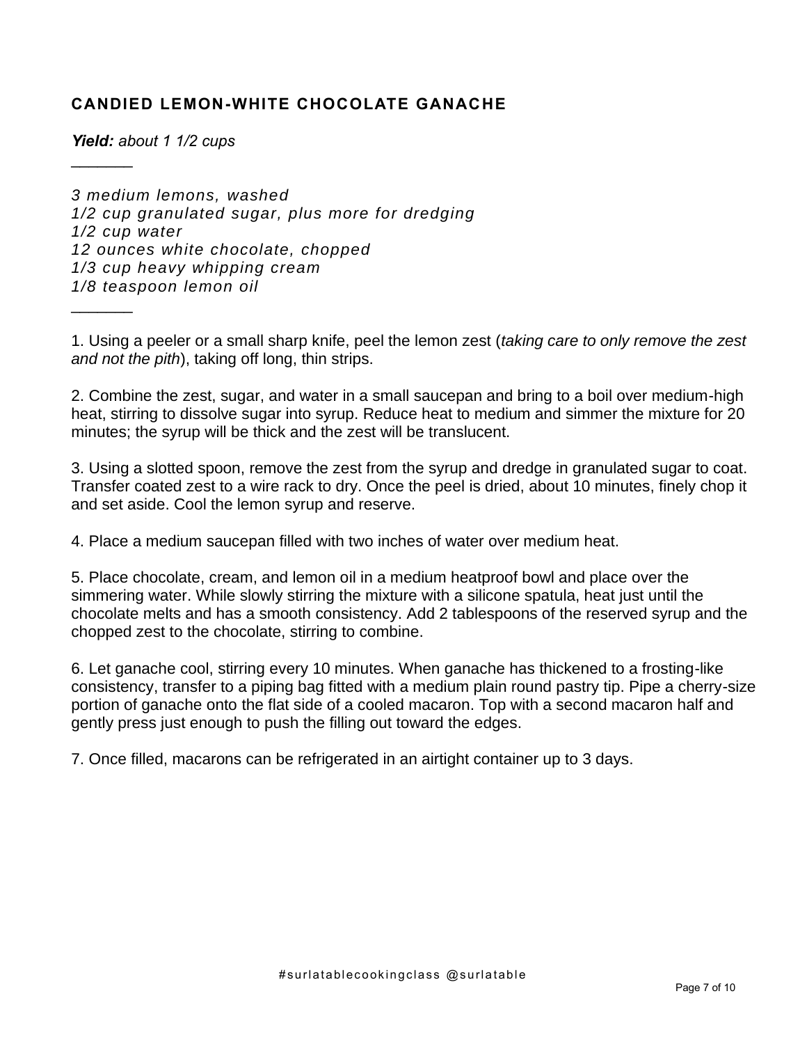## CANDIED LEMON-WHITE CHOCOLATE GANACHE

***Yield:*** *about 1 1/2 cups*

_______

*3 medium lemons, washed*
*1/2 cup granulated sugar, plus more for dredging*
*1/2 cup water*
*12 ounces white chocolate, chopped*
*1/3 cup heavy whipping cream*
*1/8 teaspoon lemon oil*

_______

1. Using a peeler or a small sharp knife, peel the lemon zest (*taking care to only remove the zest and not the pith*), taking off long, thin strips.

2. Combine the zest, sugar, and water in a small saucepan and bring to a boil over medium-high heat, stirring to dissolve sugar into syrup. Reduce heat to medium and simmer the mixture for 20 minutes; the syrup will be thick and the zest will be translucent.

3. Using a slotted spoon, remove the zest from the syrup and dredge in granulated sugar to coat. Transfer coated zest to a wire rack to dry. Once the peel is dried, about 10 minutes, finely chop it and set aside. Cool the lemon syrup and reserve.

4. Place a medium saucepan filled with two inches of water over medium heat.

5. Place chocolate, cream, and lemon oil in a medium heatproof bowl and place over the simmering water. While slowly stirring the mixture with a silicone spatula, heat just until the chocolate melts and has a smooth consistency. Add 2 tablespoons of the reserved syrup and the chopped zest to the chocolate, stirring to combine.

6. Let ganache cool, stirring every 10 minutes. When ganache has thickened to a frosting-like consistency, transfer to a piping bag fitted with a medium plain round pastry tip. Pipe a cherry-size portion of ganache onto the flat side of a cooled macaron. Top with a second macaron half and gently press just enough to push the filling out toward the edges.

7. Once filled, macarons can be refrigerated in an airtight container up to 3 days.

#surlatablecookingclass @surlatable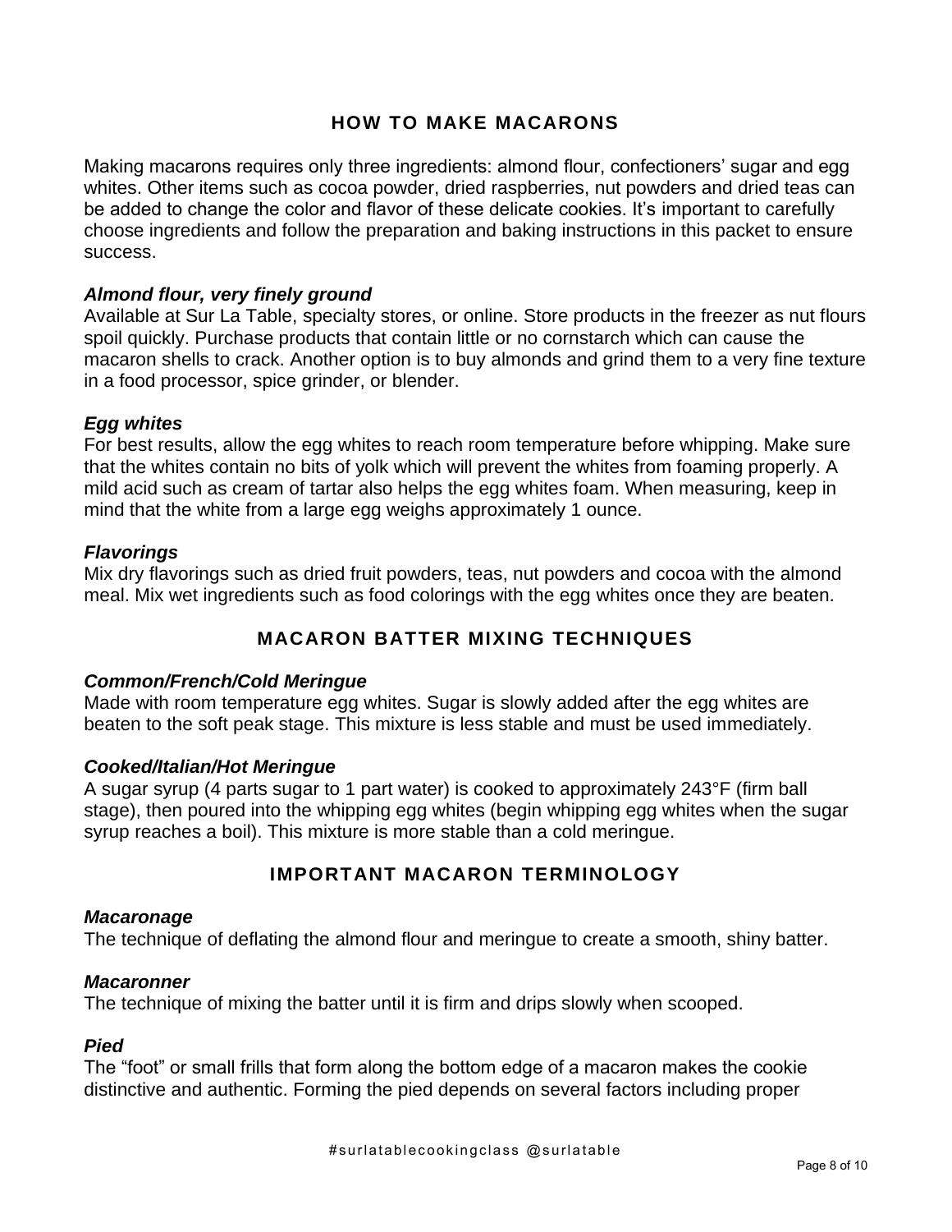## HOW TO MAKE MACARONS

Making macarons requires only three ingredients: almond flour, confectioners' sugar and egg whites. Other items such as cocoa powder, dried raspberries, nut powders and dried teas can be added to change the color and flavor of these delicate cookies. It's important to carefully choose ingredients and follow the preparation and baking instructions in this packet to ensure success.

***Almond flour, very finely ground***

Available at Sur La Table, specialty stores, or online. Store products in the freezer as nut flours spoil quickly. Purchase products that contain little or no cornstarch which can cause the macaron shells to crack. Another option is to buy almonds and grind them to a very fine texture in a food processor, spice grinder, or blender.

***Egg whites***

For best results, allow the egg whites to reach room temperature before whipping. Make sure that the whites contain no bits of yolk which will prevent the whites from foaming properly. A mild acid such as cream of tartar also helps the egg whites foam. When measuring, keep in mind that the white from a large egg weighs approximately 1 ounce.

***Flavorings***

Mix dry flavorings such as dried fruit powders, teas, nut powders and cocoa with the almond meal. Mix wet ingredients such as food colorings with the egg whites once they are beaten.

## MACARON BATTER MIXING TECHNIQUES

***Common/French/Cold Meringue***

Made with room temperature egg whites. Sugar is slowly added after the egg whites are beaten to the soft peak stage. This mixture is less stable and must be used immediately.

***Cooked/Italian/Hot Meringue***

A sugar syrup (4 parts sugar to 1 part water) is cooked to approximately 243°F (firm ball stage), then poured into the whipping egg whites (begin whipping egg whites when the sugar syrup reaches a boil). This mixture is more stable than a cold meringue.

## IMPORTANT MACARON TERMINOLOGY

***Macaronage***

The technique of deflating the almond flour and meringue to create a smooth, shiny batter.

***Macaronner***

The technique of mixing the batter until it is firm and drips slowly when scooped.

***Pied***

The "foot" or small frills that form along the bottom edge of a macaron makes the cookie distinctive and authentic. Forming the pied depends on several factors including proper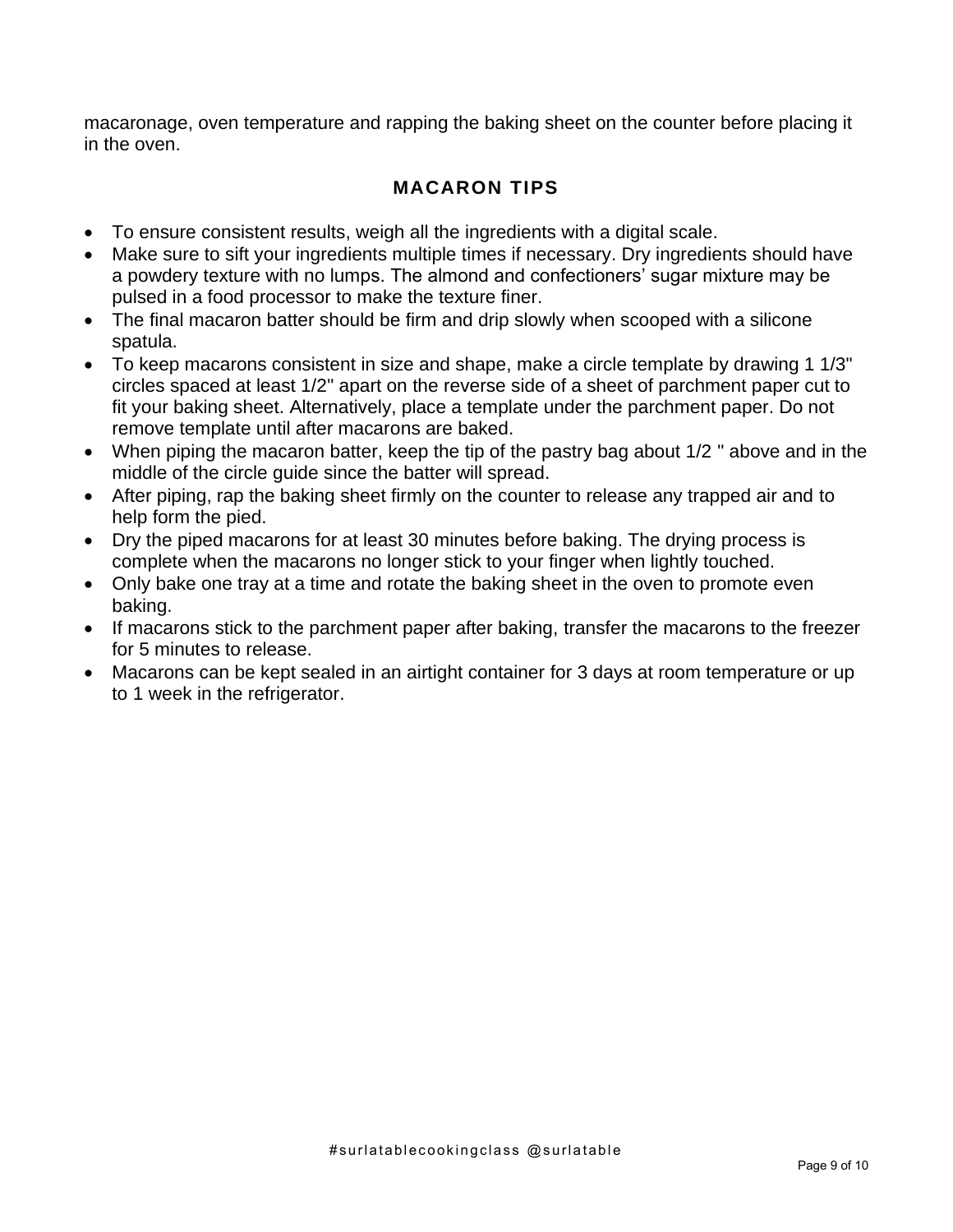macaronage, oven temperature and rapping the baking sheet on the counter before placing it in the oven.

## MACARON TIPS

- To ensure consistent results, weigh all the ingredients with a digital scale.
- Make sure to sift your ingredients multiple times if necessary. Dry ingredients should have a powdery texture with no lumps. The almond and confectioners' sugar mixture may be pulsed in a food processor to make the texture finer.
- The final macaron batter should be firm and drip slowly when scooped with a silicone spatula.
- To keep macarons consistent in size and shape, make a circle template by drawing 1 1/3" circles spaced at least 1/2" apart on the reverse side of a sheet of parchment paper cut to fit your baking sheet. Alternatively, place a template under the parchment paper. Do not remove template until after macarons are baked.
- When piping the macaron batter, keep the tip of the pastry bag about 1/2 " above and in the middle of the circle guide since the batter will spread.
- After piping, rap the baking sheet firmly on the counter to release any trapped air and to help form the pied.
- Dry the piped macarons for at least 30 minutes before baking. The drying process is complete when the macarons no longer stick to your finger when lightly touched.
- Only bake one tray at a time and rotate the baking sheet in the oven to promote even baking.
- If macarons stick to the parchment paper after baking, transfer the macarons to the freezer for 5 minutes to release.
- Macarons can be kept sealed in an airtight container for 3 days at room temperature or up to 1 week in the refrigerator.